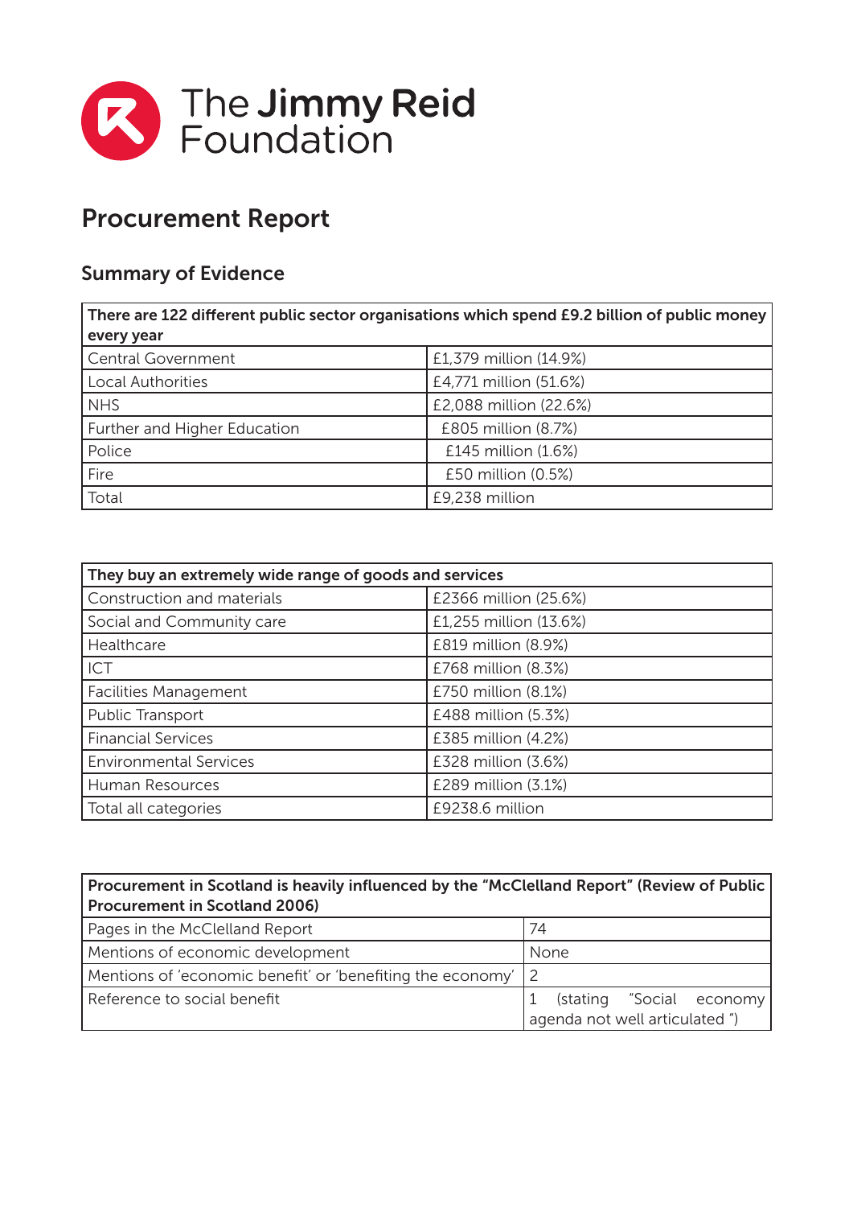The Jimmy Reid Foundation

# Procurement Report

## Summary of Evidence

| There are 122 different public sector organisations which spend £9.2 billion of public money every year | |
|---|---|
| Central Government | £1,379 million (14.9%) |
| Local Authorities | £4,771 million (51.6%) |
| NHS | £2,088 million (22.6%) |
| Further and Higher Education | £805 million (8.7%) |
| Police | £145 million (1.6%) |
| Fire | £50 million (0.5%) |
| Total | £9,238 million |

| They buy an extremely wide range of goods and services | |
|---|---|
| Construction and materials | £2366 million (25.6%) |
| Social and Community care | £1,255 million (13.6%) |
| Healthcare | £819 million (8.9%) |
| ICT | £768 million (8.3%) |
| Facilities Management | £750 million (8.1%) |
| Public Transport | £488 million (5.3%) |
| Financial Services | £385 million (4.2%) |
| Environmental Services | £328 million (3.6%) |
| Human Resources | £289 million (3.1%) |
| Total all categories | £9238.6 million |

| Procurement in Scotland is heavily influenced by the "McClelland Report" (Review of Public Procurement in Scotland 2006) | |
|---|---|
| Pages in the McClelland Report | 74 |
| Mentions of economic development | None |
| Mentions of 'economic benefit' or 'benefiting the economy' | 2 |
| Reference to social benefit | 1 (stating "Social economy agenda not well articulated ") |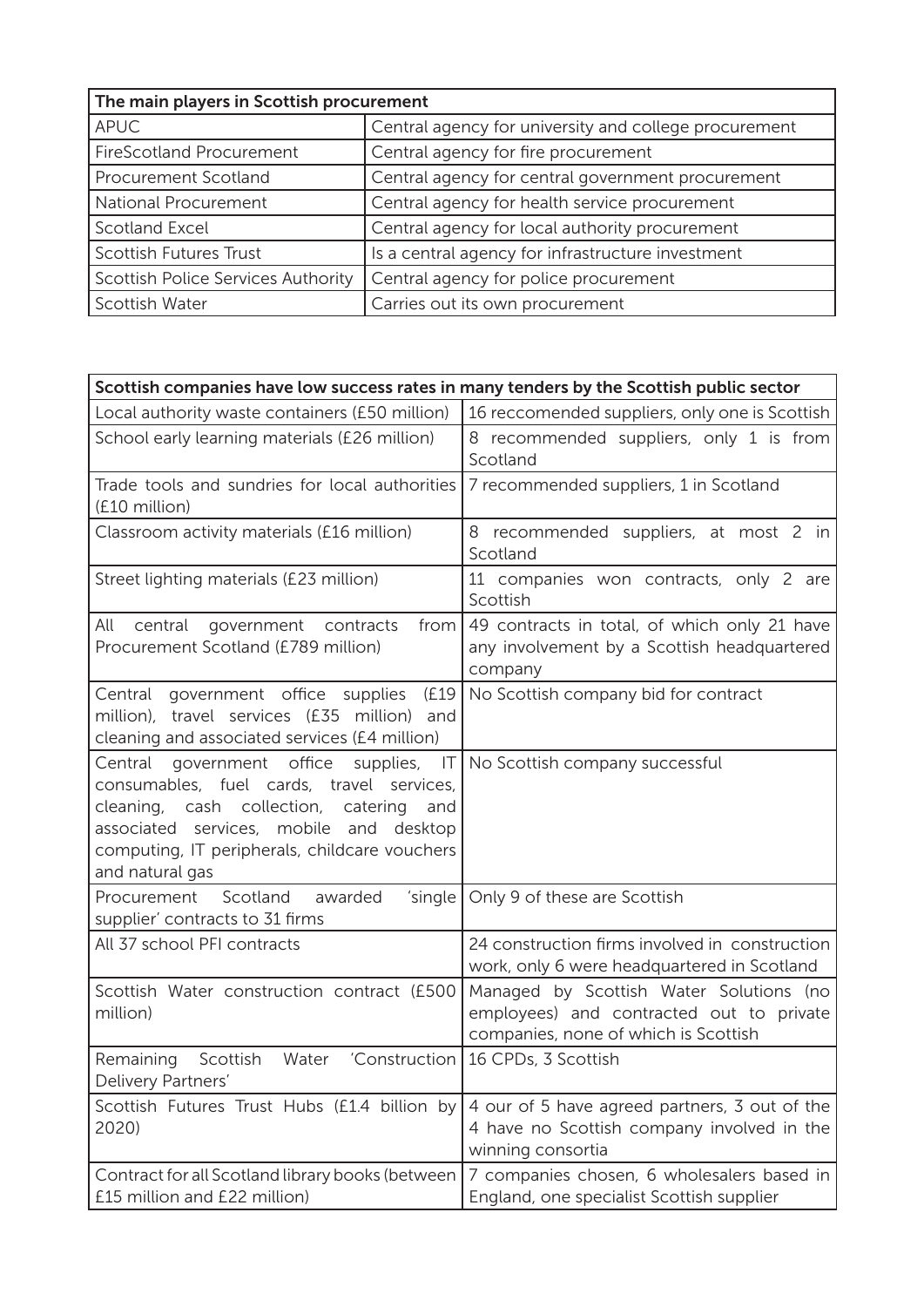| The main players in Scottish procurement | |
|---|---|
| APUC | Central agency for university and college procurement |
| FireScotland Procurement | Central agency for fire procurement |
| Procurement Scotland | Central agency for central government procurement |
| National Procurement | Central agency for health service procurement |
| Scotland Excel | Central agency for local authority procurement |
| Scottish Futures Trust | Is a central agency for infrastructure investment |
| Scottish Police Services Authority | Central agency for police procurement |
| Scottish Water | Carries out its own procurement |

| Scottish companies have low success rates in many tenders by the Scottish public sector | |
|---|---|
| Local authority waste containers (£50 million) | 16 reccomended suppliers, only one is Scottish |
| School early learning materials (£26 million) | 8 recommended suppliers, only 1 is from Scotland |
| Trade tools and sundries for local authorities (£10 million) | 7 recommended suppliers, 1 in Scotland |
| Classroom activity materials (£16 million) | 8 recommended suppliers, at most 2 in Scotland |
| Street lighting materials (£23 million) | 11 companies won contracts, only 2 are Scottish |
| All central government contracts from Procurement Scotland (£789 million) | 49 contracts in total, of which only 21 have any involvement by a Scottish headquartered company |
| Central government office supplies (£19 million), travel services (£35 million) and cleaning and associated services (£4 million) | No Scottish company bid for contract |
| Central government office supplies, IT consumables, fuel cards, travel services, cleaning, cash collection, catering and associated services, mobile and desktop computing, IT peripherals, childcare vouchers and natural gas | No Scottish company successful |
| Procurement Scotland awarded 'single supplier' contracts to 31 firms | Only 9 of these are Scottish |
| All 37 school PFI contracts | 24 construction firms involved in construction work, only 6 were headquartered in Scotland |
| Scottish Water construction contract (£500 million) | Managed by Scottish Water Solutions (no employees) and contracted out to private companies, none of which is Scottish |
| Remaining Scottish Water 'Construction Delivery Partners' | 16 CPDs, 3 Scottish |
| Scottish Futures Trust Hubs (£1.4 billion by 2020) | 4 our of 5 have agreed partners, 3 out of the 4 have no Scottish company involved in the winning consortia |
| Contract for all Scotland library books (between £15 million and £22 million) | 7 companies chosen, 6 wholesalers based in England, one specialist Scottish supplier |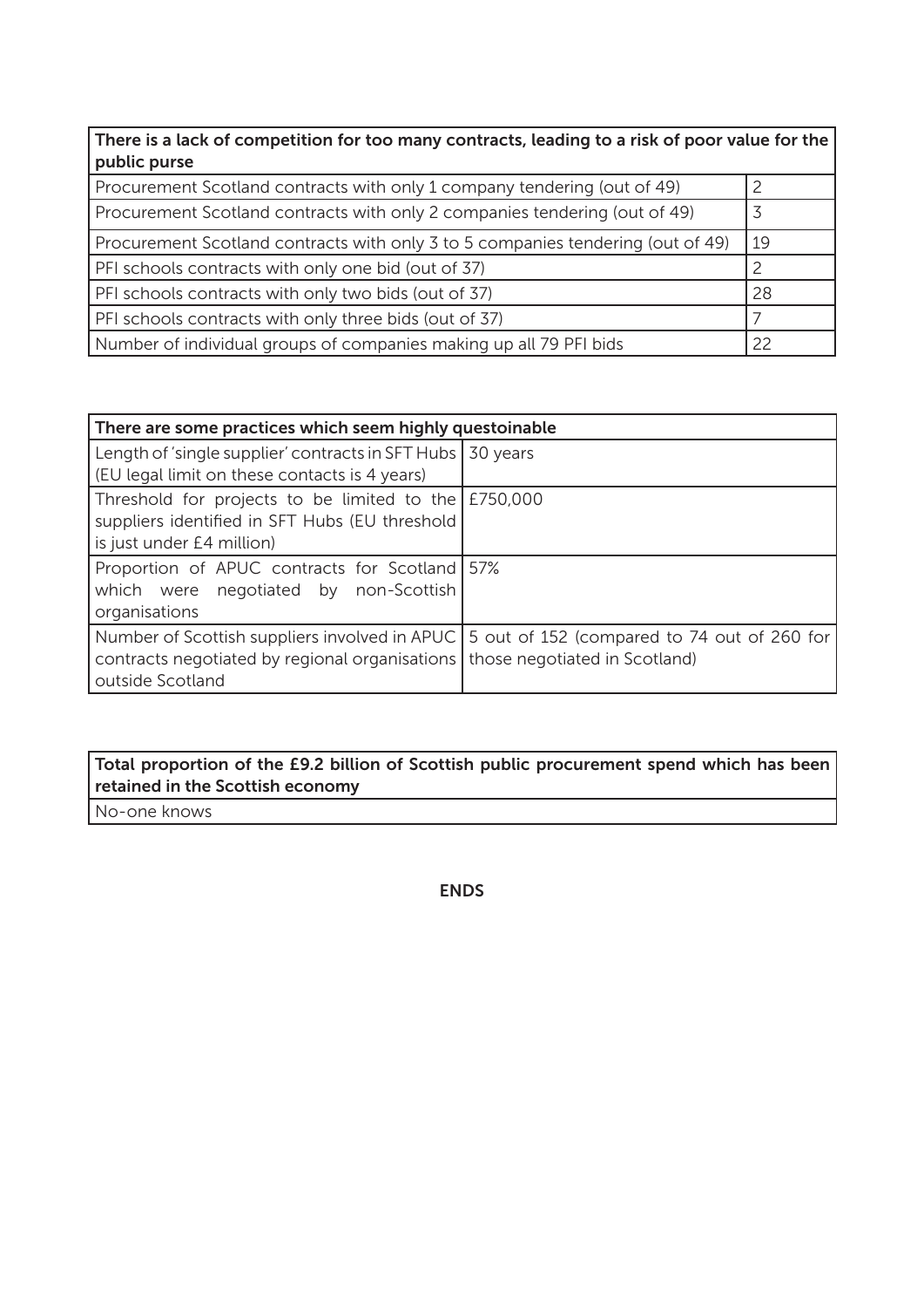| There is a lack of competition for too many contracts, leading to a risk of poor value for the public purse | |
|---|---|
| Procurement Scotland contracts with only 1 company tendering (out of 49) | 2 |
| Procurement Scotland contracts with only 2 companies tendering (out of 49) | 3 |
| Procurement Scotland contracts with only 3 to 5 companies tendering (out of 49) | 19 |
| PFI schools contracts with only one bid (out of 37) | 2 |
| PFI schools contracts with only two bids (out of 37) | 28 |
| PFI schools contracts with only three bids (out of 37) | 7 |
| Number of individual groups of companies making up all 79 PFI bids | 22 |

| There are some practices which seem highly questoinable | |
|---|---|
| Length of 'single supplier' contracts in SFT Hubs (EU legal limit on these contacts is 4 years) | 30 years |
| Threshold for projects to be limited to the suppliers identified in SFT Hubs (EU threshold is just under £4 million) | £750,000 |
| Proportion of APUC contracts for Scotland which were negotiated by non-Scottish organisations | 57% |
| Number of Scottish suppliers involved in APUC contracts negotiated by regional organisations outside Scotland | 5 out of 152 (compared to 74 out of 260 for those negotiated in Scotland) |

| Total proportion of the £9.2 billion of Scottish public procurement spend which has been retained in the Scottish economy |
|---|
| No-one knows |

ENDS